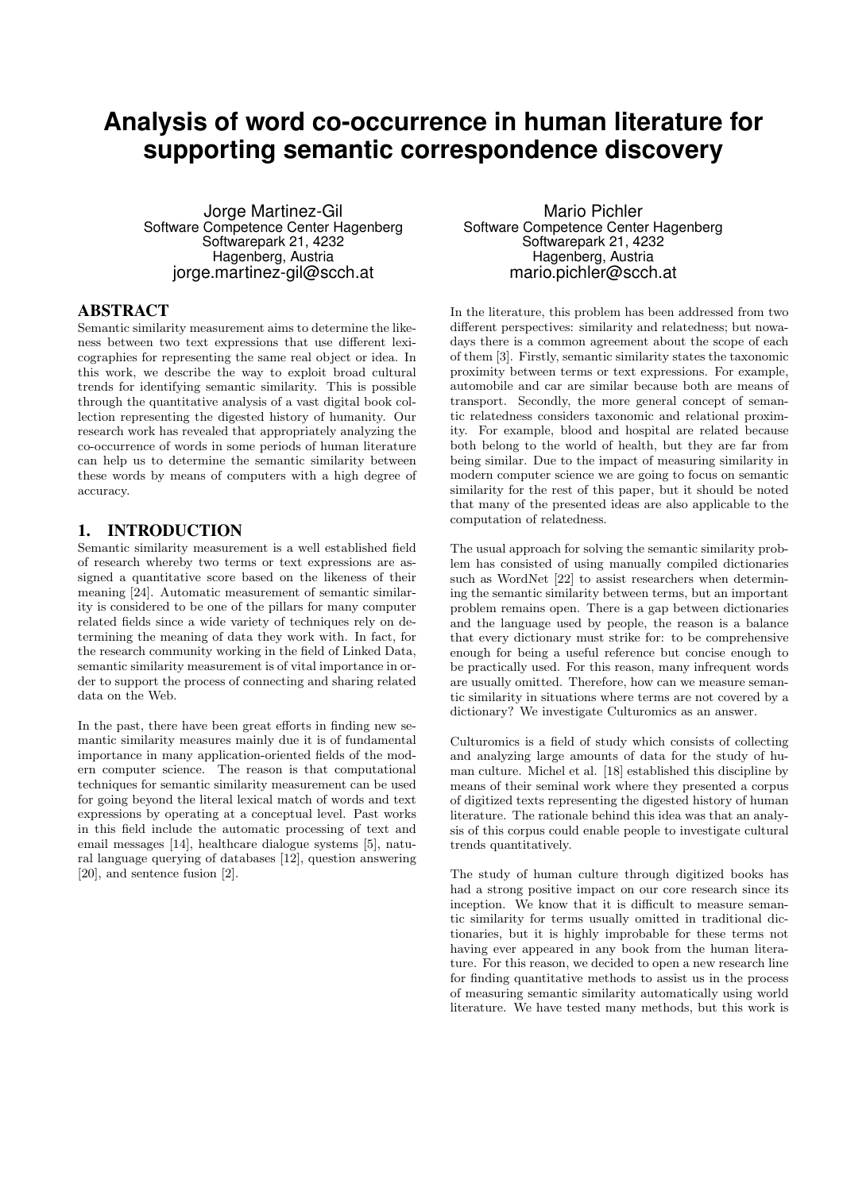# Analysis of word co-occurrence in human literature for supporting semantic correspondence discovery

Jorge Martinez-Gil
Software Competence Center Hagenberg
Softwarepark 21, 4232
Hagenberg, Austria
jorge.martinez-gil@scch.at

Mario Pichler
Software Competence Center Hagenberg
Softwarepark 21, 4232
Hagenberg, Austria
mario.pichler@scch.at

## ABSTRACT

Semantic similarity measurement aims to determine the likeness between two text expressions that use different lexicographies for representing the same real object or idea. In this work, we describe the way to exploit broad cultural trends for identifying semantic similarity. This is possible through the quantitative analysis of a vast digital book collection representing the digested history of humanity. Our research work has revealed that appropriately analyzing the co-occurrence of words in some periods of human literature can help us to determine the semantic similarity between these words by means of computers with a high degree of accuracy.

## 1. INTRODUCTION

Semantic similarity measurement is a well established field of research whereby two terms or text expressions are assigned a quantitative score based on the likeness of their meaning [24]. Automatic measurement of semantic similarity is considered to be one of the pillars for many computer related fields since a wide variety of techniques rely on determining the meaning of data they work with. In fact, for the research community working in the field of Linked Data, semantic similarity measurement is of vital importance in order to support the process of connecting and sharing related data on the Web.

In the past, there have been great efforts in finding new semantic similarity measures mainly due it is of fundamental importance in many application-oriented fields of the modern computer science. The reason is that computational techniques for semantic similarity measurement can be used for going beyond the literal lexical match of words and text expressions by operating at a conceptual level. Past works in this field include the automatic processing of text and email messages [14], healthcare dialogue systems [5], natural language querying of databases [12], question answering [20], and sentence fusion [2].

In the literature, this problem has been addressed from two different perspectives: similarity and relatedness; but nowadays there is a common agreement about the scope of each of them [3]. Firstly, semantic similarity states the taxonomic proximity between terms or text expressions. For example, automobile and car are similar because both are means of transport. Secondly, the more general concept of semantic relatedness considers taxonomic and relational proximity. For example, blood and hospital are related because both belong to the world of health, but they are far from being similar. Due to the impact of measuring similarity in modern computer science we are going to focus on semantic similarity for the rest of this paper, but it should be noted that many of the presented ideas are also applicable to the computation of relatedness.

The usual approach for solving the semantic similarity problem has consisted of using manually compiled dictionaries such as WordNet [22] to assist researchers when determining the semantic similarity between terms, but an important problem remains open. There is a gap between dictionaries and the language used by people, the reason is a balance that every dictionary must strike for: to be comprehensive enough for being a useful reference but concise enough to be practically used. For this reason, many infrequent words are usually omitted. Therefore, how can we measure semantic similarity in situations where terms are not covered by a dictionary? We investigate Culturomics as an answer.

Culturomics is a field of study which consists of collecting and analyzing large amounts of data for the study of human culture. Michel et al. [18] established this discipline by means of their seminal work where they presented a corpus of digitized texts representing the digested history of human literature. The rationale behind this idea was that an analysis of this corpus could enable people to investigate cultural trends quantitatively.

The study of human culture through digitized books has had a strong positive impact on our core research since its inception. We know that it is difficult to measure semantic similarity for terms usually omitted in traditional dictionaries, but it is highly improbable for these terms not having ever appeared in any book from the human literature. For this reason, we decided to open a new research line for finding quantitative methods to assist us in the process of measuring semantic similarity automatically using world literature. We have tested many methods, but this work is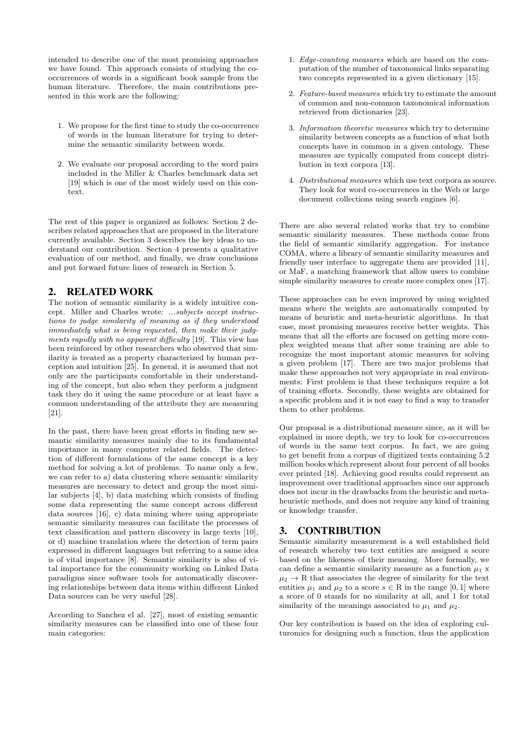intended to describe one of the most promising approaches we have found. This approach consists of studying the co-occurrences of words in a significant book sample from the human literature. Therefore, the main contributions presented in this work are the following:

1. We propose for the first time to study the co-occurrence of words in the human literature for trying to determine the semantic similarity between words.

2. We evaluate our proposal according to the word pairs included in the Miller & Charles benchmark data set [19] which is one of the most widely used on this context.

The rest of this paper is organized as follows: Section 2 describes related approaches that are proposed in the literature currently available. Section 3 describes the key ideas to understand our contribution. Section 4 presents a qualitative evaluation of our method, and finally, we draw conclusions and put forward future lines of research in Section 5.

## 2. RELATED WORK

The notion of semantic similarity is a widely intuitive concept. Miller and Charles wrote: *...subjects accept instructions to judge similarity of meaning as if they understood immediately what is being requested, then make their judgments rapidly with no apparent difficulty* [19]. This view has been reinforced by other researchers who observed that similarity is treated as a property characterized by human perception and intuition [25]. In general, it is assumed that not only are the participants comfortable in their understanding of the concept, but also when they perform a judgment task they do it using the same procedure or at least have a common understanding of the attribute they are measuring [21].

In the past, there have been great efforts in finding new semantic similarity measures mainly due to its fundamental importance in many computer related fields. The detection of different formulations of the same concept is a key method for solving a lot of problems. To name only a few, we can refer to a) data clustering where semantic similarity measures are necessary to detect and group the most similar subjects [4], b) data matching which consists of finding some data representing the same concept across different data sources [16], c) data mining where using appropriate semantic similarity measures can facilitate the processes of text classification and pattern discovery in large texts [10], or d) machine translation where the detection of term pairs expressed in different languages but referring to a same idea is of vital importance [8]. Semantic similarity is also of vital importance for the community working on Linked Data paradigms since software tools for automatically discovering relationships between data items within different Linked Data sources can be very useful [28].

According to Sanchez el al. [27], most of existing semantic similarity measures can be classified into one of these four main categories:

1. *Edge-counting measures* which are based on the computation of the number of taxonomical links separating two concepts represented in a given dictionary [15].

2. *Feature-based measures* which try to estimate the amount of common and non-common taxonomical information retrieved from dictionaries [23].

3. *Information theoretic measures* which try to determine similarity between concepts as a function of what both concepts have in common in a given ontology. These measures are typically computed from concept distribution in text corpora [13].

4. *Distributional measures* which use text corpora as source. They look for word co-occurrences in the Web or large document collections using search engines [6].

There are also several related works that try to combine semantic similarity measures. These methods come from the field of semantic similarity aggregation. For instance COMA, where a library of semantic similarity measures and friendly user interface to aggregate them are provided [11], or MaF, a matching framework that allow users to combine simple similarity measures to create more complex ones [17].

These approaches can be even improved by using weighted means where the weights are automatically computed by means of heuristic and meta-heuristic algorithms. In that case, most promising measures receive better weights. This means that all the efforts are focused on getting more complex weighted means that after some training are able to recognize the most important atomic measures for solving a given problem [17]. There are two major problems that make these approaches not very appropriate in real environments: First problem is that these techniques require a lot of training efforts. Secondly, these weights are obtained for a specific problem and it is not easy to find a way to transfer them to other problems.

Our proposal is a distributional measure since, as it will be explained in more depth, we try to look for co-occurrences of words in the same text corpus. In fact, we are going to get benefit from a corpus of digitized texts containing 5.2 million books which represent about four percent of all books ever printed [18]. Achieving good results could represent an improvement over traditional approaches since our approach does not incur in the drawbacks from the heuristic and meta-heuristic methods, and does not require any kind of training or knowledge transfer.

## 3. CONTRIBUTION

Semantic similarity measurement is a well established field of research whereby two text entities are assigned a score based on the likeness of their meaning. More formally, we can define a semantic similarity measure as a function $\mu_1$ x $\mu_2 \rightarrow$ R that associates the degree of similarity for the text entities $\mu_1$ and $\mu_2$ to a score $s \in$ R in the range $[0, 1]$ where a score of 0 stands for no similarity at all, and 1 for total similarity of the meanings associated to $\mu_1$ and $\mu_2$.

Our key contribution is based on the idea of exploring culturomics for designing such a function, thus the application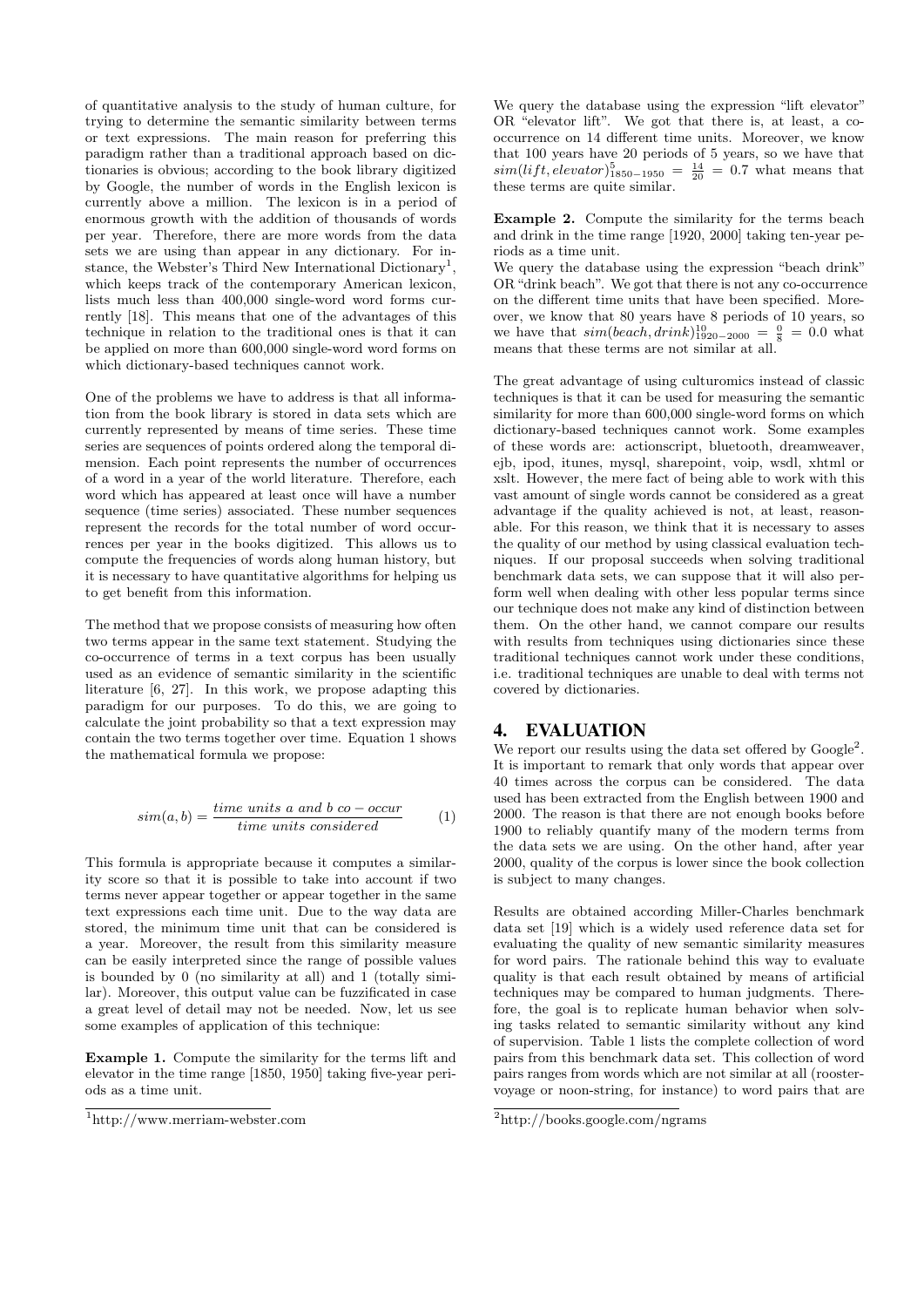of quantitative analysis to the study of human culture, for trying to determine the semantic similarity between terms or text expressions. The main reason for preferring this paradigm rather than a traditional approach based on dictionaries is obvious; according to the book library digitized by Google, the number of words in the English lexicon is currently above a million. The lexicon is in a period of enormous growth with the addition of thousands of words per year. Therefore, there are more words from the data sets we are using than appear in any dictionary. For instance, the Webster's Third New International Dictionary[1], which keeps track of the contemporary American lexicon, lists much less than 400,000 single-word word forms currently [18]. This means that one of the advantages of this technique in relation to the traditional ones is that it can be applied on more than 600,000 single-word word forms on which dictionary-based techniques cannot work.

One of the problems we have to address is that all information from the book library is stored in data sets which are currently represented by means of time series. These time series are sequences of points ordered along the temporal dimension. Each point represents the number of occurrences of a word in a year of the world literature. Therefore, each word which has appeared at least once will have a number sequence (time series) associated. These number sequences represent the records for the total number of word occurrences per year in the books digitized. This allows us to compute the frequencies of words along human history, but it is necessary to have quantitative algorithms for helping us to get benefit from this information.

The method that we propose consists of measuring how often two terms appear in the same text statement. Studying the co-occurrence of terms in a text corpus has been usually used as an evidence of semantic similarity in the scientific literature [6, 27]. In this work, we propose adapting this paradigm for our purposes. To do this, we are going to calculate the joint probability so that a text expression may contain the two terms together over time. Equation 1 shows the mathematical formula we propose:

$$sim(a, b) = \frac{time\ units\ a\ and\ b\ co-occur}{time\ units\ considered} \qquad (1)$$

This formula is appropriate because it computes a similarity score so that it is possible to take into account if two terms never appear together or appear together in the same text expressions each time unit. Due to the way data are stored, the minimum time unit that can be considered is a year. Moreover, the result from this similarity measure can be easily interpreted since the range of possible values is bounded by 0 (no similarity at all) and 1 (totally similar). Moreover, this output value can be fuzzificated in case a great level of detail may not be needed. Now, let us see some examples of application of this technique:

**Example 1.** Compute the similarity for the terms lift and elevator in the time range [1850, 1950] taking five-year periods as a time unit.

We query the database using the expression "lift elevator" OR "elevator lift". We got that there is, at least, a co-occurrence on 14 different time units. Moreover, we know that 100 years have 20 periods of 5 years, so we have that $sim(lift, elevator)^{5}_{1850-1950} = \frac{14}{20} = 0.7$ what means that these terms are quite similar.

**Example 2.** Compute the similarity for the terms beach and drink in the time range [1920, 2000] taking ten-year periods as a time unit.

We query the database using the expression "beach drink" OR "drink beach". We got that there is not any co-occurrence on the different time units that have been specified. Moreover, we know that 80 years have 8 periods of 10 years, so we have that $sim(beach, drink)^{10}_{1920-2000} = \frac{0}{8} = 0.0$ what means that these terms are not similar at all.

The great advantage of using culturomics instead of classic techniques is that it can be used for measuring the semantic similarity for more than 600,000 single-word forms on which dictionary-based techniques cannot work. Some examples of these words are: actionscript, bluetooth, dreamweaver, ejb, ipod, itunes, mysql, sharepoint, voip, wsdl, xhtml or xslt. However, the mere fact of being able to work with this vast amount of single words cannot be considered as a great advantage if the quality achieved is not, at least, reasonable. For this reason, we think that it is necessary to asses the quality of our method by using classical evaluation techniques. If our proposal succeeds when solving traditional benchmark data sets, we can suppose that it will also perform well when dealing with other less popular terms since our technique does not make any kind of distinction between them. On the other hand, we cannot compare our results with results from techniques using dictionaries since these traditional techniques cannot work under these conditions, i.e. traditional techniques are unable to deal with terms not covered by dictionaries.

## 4. EVALUATION

We report our results using the data set offered by Google[2]. It is important to remark that only words that appear over 40 times across the corpus can be considered. The data used has been extracted from the English between 1900 and 2000. The reason is that there are not enough books before 1900 to reliably quantify many of the modern terms from the data sets we are using. On the other hand, after year 2000, quality of the corpus is lower since the book collection is subject to many changes.

Results are obtained according Miller-Charles benchmark data set [19] which is a widely used reference data set for evaluating the quality of new semantic similarity measures for word pairs. The rationale behind this way to evaluate quality is that each result obtained by means of artificial techniques may be compared to human judgments. Therefore, the goal is to replicate human behavior when solving tasks related to semantic similarity without any kind of supervision. Table 1 lists the complete collection of word pairs from this benchmark data set. This collection of word pairs ranges from words which are not similar at all (rooster-voyage or noon-string, for instance) to word pairs that are

[1] http://www.merriam-webster.com

[2] http://books.google.com/ngrams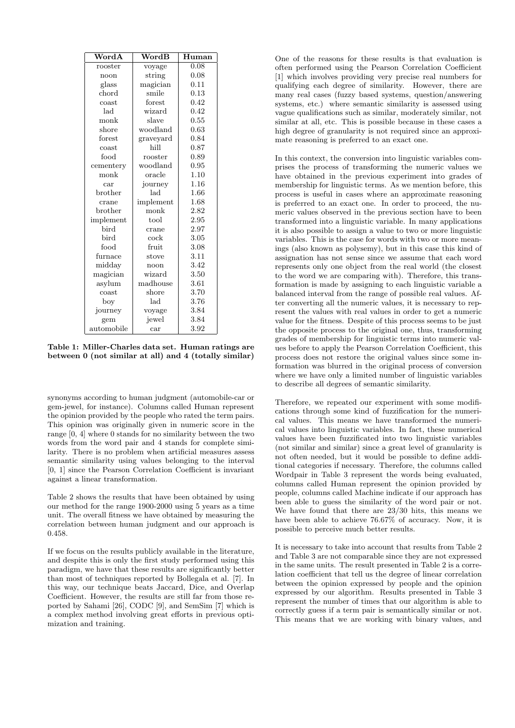| WordA | WordB | Human |
|---|---|---|
| rooster | voyage | 0.08 |
| noon | string | 0.08 |
| glass | magician | 0.11 |
| chord | smile | 0.13 |
| coast | forest | 0.42 |
| lad | wizard | 0.42 |
| monk | slave | 0.55 |
| shore | woodland | 0.63 |
| forest | graveyard | 0.84 |
| coast | hill | 0.87 |
| food | rooster | 0.89 |
| cementery | woodland | 0.95 |
| monk | oracle | 1.10 |
| car | journey | 1.16 |
| brother | lad | 1.66 |
| crane | implement | 1.68 |
| brother | monk | 2.82 |
| implement | tool | 2.95 |
| bird | crane | 2.97 |
| bird | cock | 3.05 |
| food | fruit | 3.08 |
| furnace | stove | 3.11 |
| midday | noon | 3.42 |
| magician | wizard | 3.50 |
| asylum | madhouse | 3.61 |
| coast | shore | 3.70 |
| boy | lad | 3.76 |
| journey | voyage | 3.84 |
| gem | jewel | 3.84 |
| automobile | car | 3.92 |

**Table 1: Miller-Charles data set. Human ratings are between 0 (not similar at all) and 4 (totally similar)**

synonyms according to human judgment (automobile-car or gem-jewel, for instance). Columns called Human represent the opinion provided by the people who rated the term pairs. This opinion was originally given in numeric score in the range [0, 4] where 0 stands for no similarity between the two words from the word pair and 4 stands for complete similarity. There is no problem when artificial measures assess semantic similarity using values belonging to the interval [0, 1] since the Pearson Correlation Coefficient is invariant against a linear transformation.

Table 2 shows the results that have been obtained by using our method for the range 1900-2000 using 5 years as a time unit. The overall fitness we have obtained by measuring the correlation between human judgment and our approach is 0.458.

If we focus on the results publicly available in the literature, and despite this is only the first study performed using this paradigm, we have that these results are significantly better than most of techniques reported by Bollegala et al. [7]. In this way, our technique beats Jaccard, Dice, and Overlap Coefficient. However, the results are still far from those reported by Sahami [26], CODC [9], and SemSim [7] which is a complex method involving great efforts in previous optimization and training.

One of the reasons for these results is that evaluation is often performed using the Pearson Correlation Coefficient [1] which involves providing very precise real numbers for qualifying each degree of similarity. However, there are many real cases (fuzzy based systems, question/answering systems, etc.) where semantic similarity is assessed using vague qualifications such as similar, moderately similar, not similar at all, etc. This is possible because in these cases a high degree of granularity is not required since an approximate reasoning is preferred to an exact one.

In this context, the conversion into linguistic variables comprises the process of transforming the numeric values we have obtained in the previous experiment into grades of membership for linguistic terms. As we mention before, this process is useful in cases where an approximate reasoning is preferred to an exact one. In order to proceed, the numeric values observed in the previous section have to been transformed into a linguistic variable. In many applications it is also possible to assign a value to two or more linguistic variables. This is the case for words with two or more meanings (also known as polysemy), but in this case this kind of assignation has not sense since we assume that each word represents only one object from the real world (the closest to the word we are comparing with). Therefore, this transformation is made by assigning to each linguistic variable a balanced interval from the range of possible real values. After converting all the numeric values, it is necessary to represent the values with real values in order to get a numeric value for the fitness. Despite of this process seems to be just the opposite process to the original one, thus, transforming grades of membership for linguistic terms into numeric values before to apply the Pearson Correlation Coefficient, this process does not restore the original values since some information was blurred in the original process of conversion where we have only a limited number of linguistic variables to describe all degrees of semantic similarity.

Therefore, we repeated our experiment with some modifications through some kind of fuzzification for the numerical values. This means we have transformed the numerical values into linguistic variables. In fact, these numerical values have been fuzzificated into two linguistic variables (not similar and similar) since a great level of granularity is not often needed, but it would be possible to define additional categories if necessary. Therefore, the columns called Wordpair in Table 3 represent the words being evaluated, columns called Human represent the opinion provided by people, columns called Machine indicate if our approach has been able to guess the similarity of the word pair or not. We have found that there are 23/30 hits, this means we have been able to achieve 76.67% of accuracy. Now, it is possible to perceive much better results.

It is necessary to take into account that results from Table 2 and Table 3 are not comparable since they are not expressed in the same units. The result presented in Table 2 is a correlation coefficient that tell us the degree of linear correlation between the opinion expressed by people and the opinion expressed by our algorithm. Results presented in Table 3 represent the number of times that our algorithm is able to correctly guess if a term pair is semantically similar or not. This means that we are working with binary values, and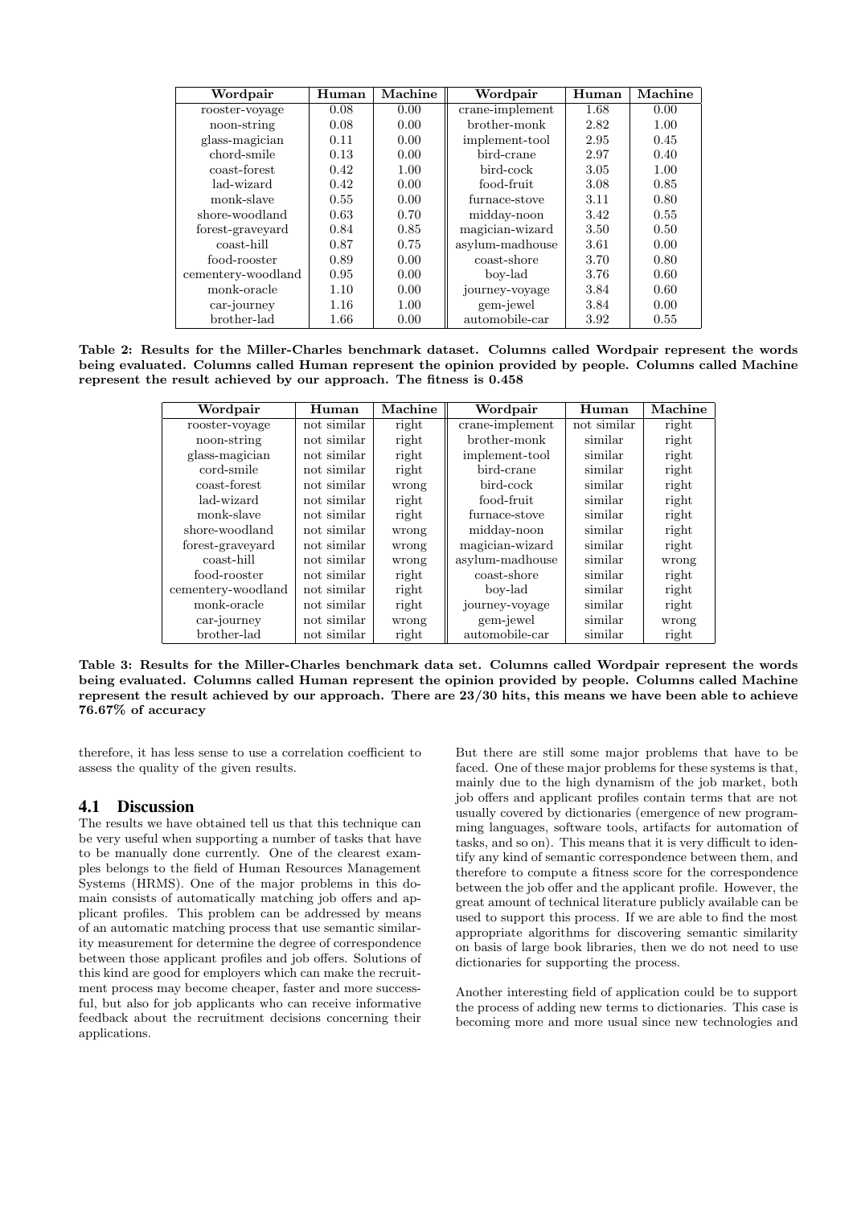| Wordpair | Human | Machine | Wordpair | Human | Machine |
|---|---|---|---|---|---|
| rooster-voyage | 0.08 | 0.00 | crane-implement | 1.68 | 0.00 |
| noon-string | 0.08 | 0.00 | brother-monk | 2.82 | 1.00 |
| glass-magician | 0.11 | 0.00 | implement-tool | 2.95 | 0.45 |
| chord-smile | 0.13 | 0.00 | bird-crane | 2.97 | 0.40 |
| coast-forest | 0.42 | 1.00 | bird-cock | 3.05 | 1.00 |
| lad-wizard | 0.42 | 0.00 | food-fruit | 3.08 | 0.85 |
| monk-slave | 0.55 | 0.00 | furnace-stove | 3.11 | 0.80 |
| shore-woodland | 0.63 | 0.70 | midday-noon | 3.42 | 0.55 |
| forest-graveyard | 0.84 | 0.85 | magician-wizard | 3.50 | 0.50 |
| coast-hill | 0.87 | 0.75 | asylum-madhouse | 3.61 | 0.00 |
| food-rooster | 0.89 | 0.00 | coast-shore | 3.70 | 0.80 |
| cementery-woodland | 0.95 | 0.00 | boy-lad | 3.76 | 0.60 |
| monk-oracle | 1.10 | 0.00 | journey-voyage | 3.84 | 0.60 |
| car-journey | 1.16 | 1.00 | gem-jewel | 3.84 | 0.00 |
| brother-lad | 1.66 | 0.00 | automobile-car | 3.92 | 0.55 |

**Table 2: Results for the Miller-Charles benchmark dataset. Columns called Wordpair represent the words being evaluated. Columns called Human represent the opinion provided by people. Columns called Machine represent the result achieved by our approach. The fitness is 0.458**

| Wordpair | Human | Machine | Wordpair | Human | Machine |
|---|---|---|---|---|---|
| rooster-voyage | not similar | right | crane-implement | not similar | right |
| noon-string | not similar | right | brother-monk | similar | right |
| glass-magician | not similar | right | implement-tool | similar | right |
| cord-smile | not similar | right | bird-crane | similar | right |
| coast-forest | not similar | wrong | bird-cock | similar | right |
| lad-wizard | not similar | right | food-fruit | similar | right |
| monk-slave | not similar | right | furnace-stove | similar | right |
| shore-woodland | not similar | wrong | midday-noon | similar | right |
| forest-graveyard | not similar | wrong | magician-wizard | similar | right |
| coast-hill | not similar | wrong | asylum-madhouse | similar | wrong |
| food-rooster | not similar | right | coast-shore | similar | right |
| cementery-woodland | not similar | right | boy-lad | similar | right |
| monk-oracle | not similar | right | journey-voyage | similar | right |
| car-journey | not similar | wrong | gem-jewel | similar | wrong |
| brother-lad | not similar | right | automobile-car | similar | right |

**Table 3: Results for the Miller-Charles benchmark data set. Columns called Wordpair represent the words being evaluated. Columns called Human represent the opinion provided by people. Columns called Machine represent the result achieved by our approach. There are 23/30 hits, this means we have been able to achieve 76.67% of accuracy**

therefore, it has less sense to use a correlation coefficient to assess the quality of the given results.

## 4.1 Discussion

The results we have obtained tell us that this technique can be very useful when supporting a number of tasks that have to be manually done currently. One of the clearest examples belongs to the field of Human Resources Management Systems (HRMS). One of the major problems in this domain consists of automatically matching job offers and applicant profiles. This problem can be addressed by means of an automatic matching process that use semantic similarity measurement for determine the degree of correspondence between those applicant profiles and job offers. Solutions of this kind are good for employers which can make the recruitment process may become cheaper, faster and more successful, but also for job applicants who can receive informative feedback about the recruitment decisions concerning their applications.

But there are still some major problems that have to be faced. One of these major problems for these systems is that, mainly due to the high dynamism of the job market, both job offers and applicant profiles contain terms that are not usually covered by dictionaries (emergence of new programming languages, software tools, artifacts for automation of tasks, and so on). This means that it is very difficult to identify any kind of semantic correspondence between them, and therefore to compute a fitness score for the correspondence between the job offer and the applicant profile. However, the great amount of technical literature publicly available can be used to support this process. If we are able to find the most appropriate algorithms for discovering semantic similarity on basis of large book libraries, then we do not need to use dictionaries for supporting the process.

Another interesting field of application could be to support the process of adding new terms to dictionaries. This case is becoming more and more usual since new technologies and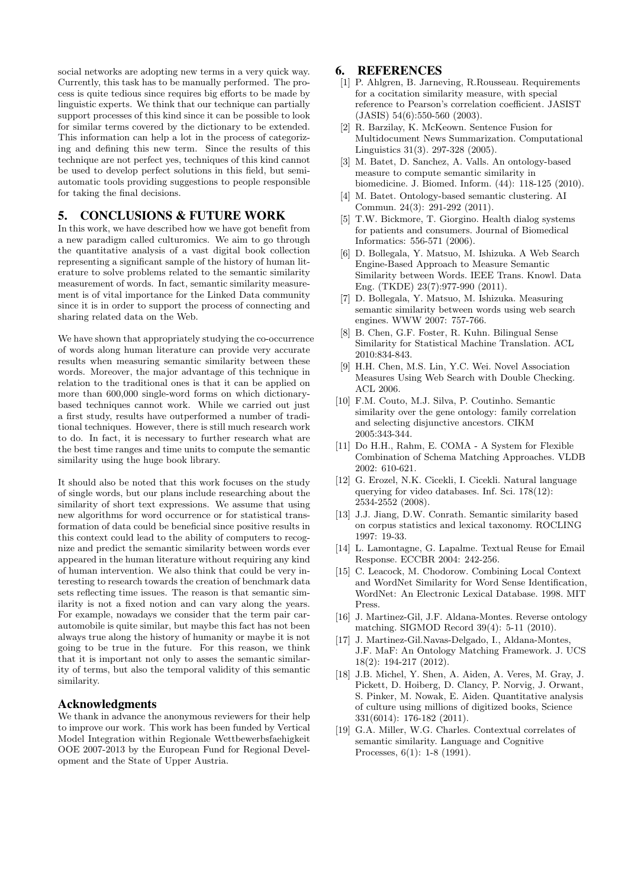social networks are adopting new terms in a very quick way. Currently, this task has to be manually performed. The process is quite tedious since requires big efforts to be made by linguistic experts. We think that our technique can partially support processes of this kind since it can be possible to look for similar terms covered by the dictionary to be extended. This information can help a lot in the process of categorizing and defining this new term. Since the results of this technique are not perfect yes, techniques of this kind cannot be used to develop perfect solutions in this field, but semiautomatic tools providing suggestions to people responsible for taking the final decisions.

## 5. CONCLUSIONS & FUTURE WORK

In this work, we have described how we have got benefit from a new paradigm called culturomics. We aim to go through the quantitative analysis of a vast digital book collection representing a significant sample of the history of human literature to solve problems related to the semantic similarity measurement of words. In fact, semantic similarity measurement is of vital importance for the Linked Data community since it is in order to support the process of connecting and sharing related data on the Web.

We have shown that appropriately studying the co-occurrence of words along human literature can provide very accurate results when measuring semantic similarity between these words. Moreover, the major advantage of this technique in relation to the traditional ones is that it can be applied on more than 600,000 single-word forms on which dictionary-based techniques cannot work. While we carried out just a first study, results have outperformed a number of traditional techniques. However, there is still much research work to do. In fact, it is necessary to further research what are the best time ranges and time units to compute the semantic similarity using the huge book library.

It should also be noted that this work focuses on the study of single words, but our plans include researching about the similarity of short text expressions. We assume that using new algorithms for word occurrence or for statistical transformation of data could be beneficial since positive results in this context could lead to the ability of computers to recognize and predict the semantic similarity between words ever appeared in the human literature without requiring any kind of human intervention. We also think that could be very interesting to research towards the creation of benchmark data sets reflecting time issues. The reason is that semantic similarity is not a fixed notion and can vary along the years. For example, nowadays we consider that the term pair car-automobile is quite similar, but maybe this fact has not been always true along the history of humanity or maybe it is not going to be true in the future. For this reason, we think that it is important not only to asses the semantic similarity of terms, but also the temporal validity of this semantic similarity.

## Acknowledgments

We thank in advance the anonymous reviewers for their help to improve our work. This work has been funded by Vertical Model Integration within Regionale Wettbewerbsfaehigkeit OOE 2007-2013 by the European Fund for Regional Development and the State of Upper Austria.

## 6. REFERENCES

[1] P. Ahlgren, B. Jarneving, R.Rousseau. Requirements for a cocitation similarity measure, with special reference to Pearson's correlation coefficient. JASIST (JASIS) 54(6):550-560 (2003).

[2] R. Barzilay, K. McKeown. Sentence Fusion for Multidocument News Summarization. Computational Linguistics 31(3). 297-328 (2005).

[3] M. Batet, D. Sanchez, A. Valls. An ontology-based measure to compute semantic similarity in biomedicine. J. Biomed. Inform. (44): 118-125 (2010).

[4] M. Batet. Ontology-based semantic clustering. AI Commun. 24(3): 291-292 (2011).

[5] T.W. Bickmore, T. Giorgino. Health dialog systems for patients and consumers. Journal of Biomedical Informatics: 556-571 (2006).

[6] D. Bollegala, Y. Matsuo, M. Ishizuka. A Web Search Engine-Based Approach to Measure Semantic Similarity between Words. IEEE Trans. Knowl. Data Eng. (TKDE) 23(7):977-990 (2011).

[7] D. Bollegala, Y. Matsuo, M. Ishizuka. Measuring semantic similarity between words using web search engines. WWW 2007: 757-766.

[8] B. Chen, G.F. Foster, R. Kuhn. Bilingual Sense Similarity for Statistical Machine Translation. ACL 2010:834-843.

[9] H.H. Chen, M.S. Lin, Y.C. Wei. Novel Association Measures Using Web Search with Double Checking. ACL 2006.

[10] F.M. Couto, M.J. Silva, P. Coutinho. Semantic similarity over the gene ontology: family correlation and selecting disjunctive ancestors. CIKM 2005:343-344.

[11] Do H.H., Rahm, E. COMA - A System for Flexible Combination of Schema Matching Approaches. VLDB 2002: 610-621.

[12] G. Erozel, N.K. Cicekli, I. Cicekli. Natural language querying for video databases. Inf. Sci. 178(12): 2534-2552 (2008).

[13] J.J. Jiang, D.W. Conrath. Semantic similarity based on corpus statistics and lexical taxonomy. ROCLING 1997: 19-33.

[14] L. Lamontagne, G. Lapalme. Textual Reuse for Email Response. ECCBR 2004: 242-256.

[15] C. Leacock, M. Chodorow. Combining Local Context and WordNet Similarity for Word Sense Identification, WordNet: An Electronic Lexical Database. 1998. MIT Press.

[16] J. Martinez-Gil, J.F. Aldana-Montes. Reverse ontology matching. SIGMOD Record 39(4): 5-11 (2010).

[17] J. Martinez-Gil.Navas-Delgado, I., Aldana-Montes, J.F. MaF: An Ontology Matching Framework. J. UCS 18(2): 194-217 (2012).

[18] J.B. Michel, Y. Shen, A. Aiden, A. Veres, M. Gray, J. Pickett, D. Hoiberg, D. Clancy, P. Norvig, J. Orwant, S. Pinker, M. Nowak, E. Aiden. Quantitative analysis of culture using millions of digitized books, Science 331(6014): 176-182 (2011).

[19] G.A. Miller, W.G. Charles. Contextual correlates of semantic similarity. Language and Cognitive Processes, 6(1): 1-8 (1991).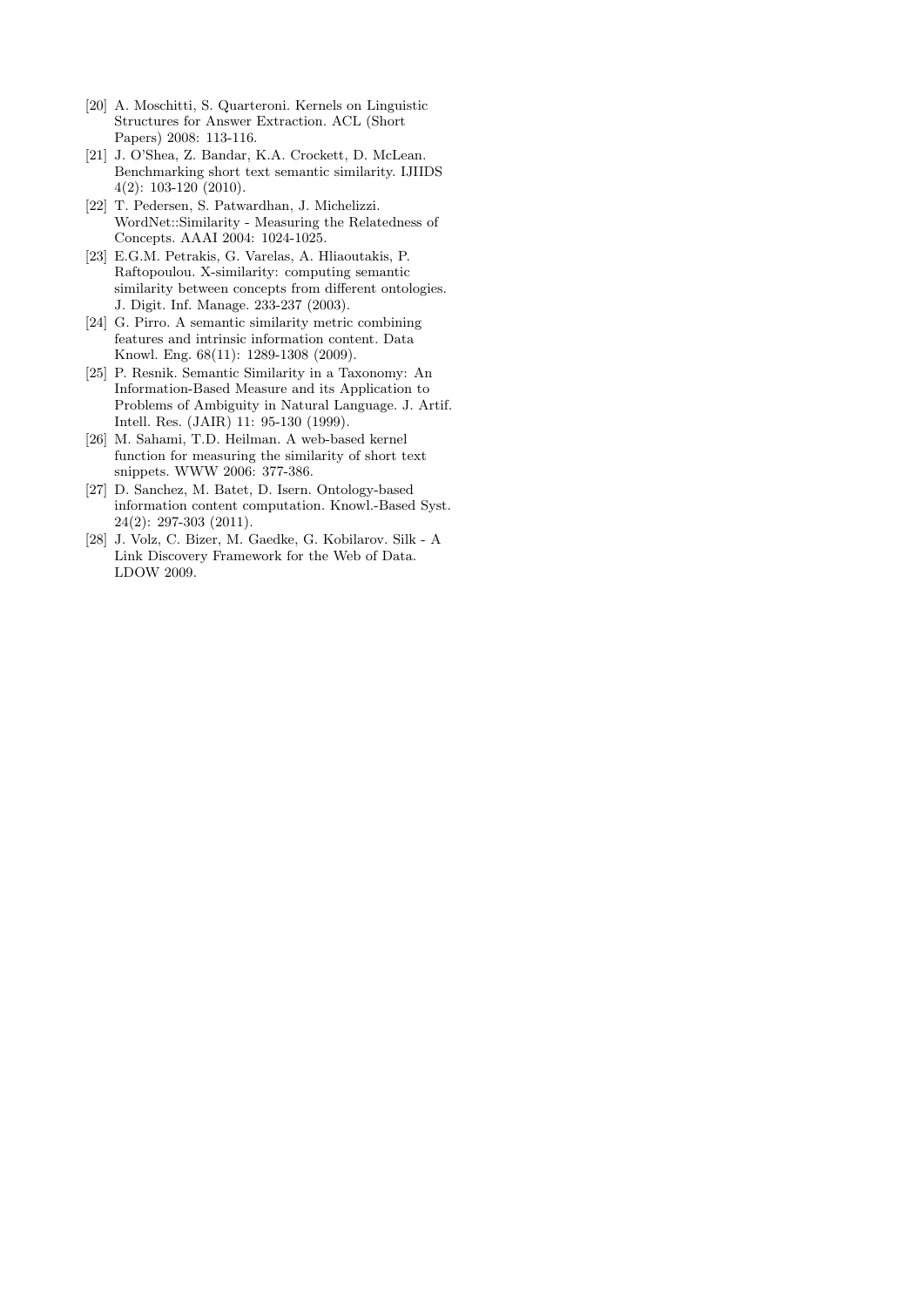- [20] A. Moschitti, S. Quarteroni. Kernels on Linguistic Structures for Answer Extraction. ACL (Short Papers) 2008: 113-116.
- [21] J. O'Shea, Z. Bandar, K.A. Crockett, D. McLean. Benchmarking short text semantic similarity. IJIIDS 4(2): 103-120 (2010).
- [22] T. Pedersen, S. Patwardhan, J. Michelizzi. WordNet::Similarity - Measuring the Relatedness of Concepts. AAAI 2004: 1024-1025.
- [23] E.G.M. Petrakis, G. Varelas, A. Hliaoutakis, P. Raftopoulou. X-similarity: computing semantic similarity between concepts from different ontologies. J. Digit. Inf. Manage. 233-237 (2003).
- [24] G. Pirro. A semantic similarity metric combining features and intrinsic information content. Data Knowl. Eng. 68(11): 1289-1308 (2009).
- [25] P. Resnik. Semantic Similarity in a Taxonomy: An Information-Based Measure and its Application to Problems of Ambiguity in Natural Language. J. Artif. Intell. Res. (JAIR) 11: 95-130 (1999).
- [26] M. Sahami, T.D. Heilman. A web-based kernel function for measuring the similarity of short text snippets. WWW 2006: 377-386.
- [27] D. Sanchez, M. Batet, D. Isern. Ontology-based information content computation. Knowl.-Based Syst. 24(2): 297-303 (2011).
- [28] J. Volz, C. Bizer, M. Gaedke, G. Kobilarov. Silk - A Link Discovery Framework for the Web of Data. LDOW 2009.